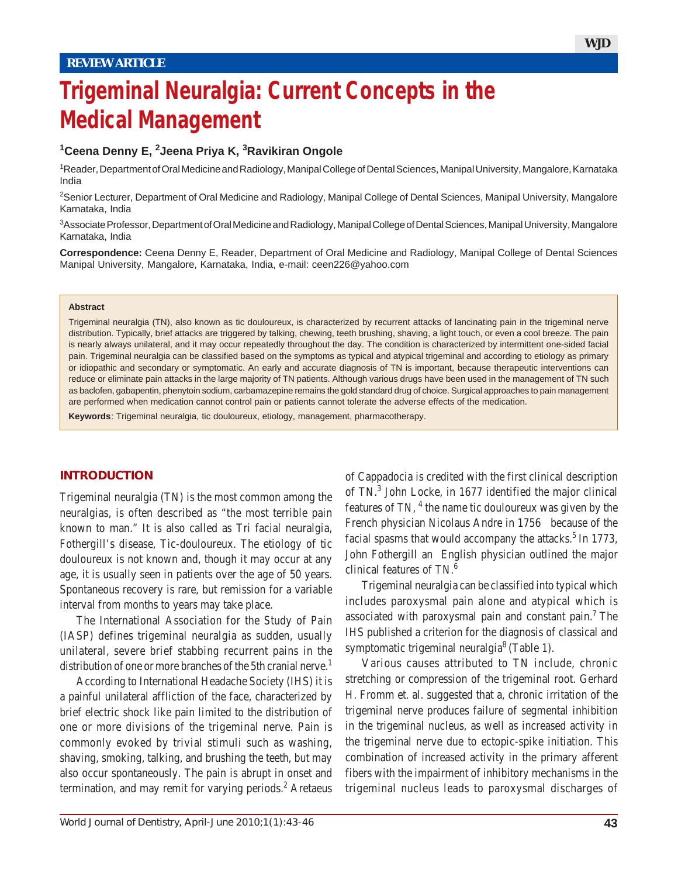REVIEW ARTICLE

# Trigeminal Neuralgia: Current Concepts in the Medical Management

**[1]Ceena Denny E, [2]Jeena Priya K, [3]Ravikiran Ongole**

[1]Reader, Department of Oral Medicine and Radiology, Manipal College of Dental Sciences, Manipal University, Mangalore, Karnataka India

[2]Senior Lecturer, Department of Oral Medicine and Radiology, Manipal College of Dental Sciences, Manipal University, Mangalore Karnataka, India

[3]Associate Professor, Department of Oral Medicine and Radiology, Manipal College of Dental Sciences, Manipal University, Mangalore Karnataka, India

**Correspondence:** Ceena Denny E, Reader, Department of Oral Medicine and Radiology, Manipal College of Dental Sciences Manipal University, Mangalore, Karnataka, India, e-mail: ceen226@yahoo.com

**Abstract**

Trigeminal neuralgia (TN), also known as tic douloureux, is characterized by recurrent attacks of lancinating pain in the trigeminal nerve distribution. Typically, brief attacks are triggered by talking, chewing, teeth brushing, shaving, a light touch, or even a cool breeze. The pain is nearly always unilateral, and it may occur repeatedly throughout the day. The condition is characterized by intermittent one-sided facial pain. Trigeminal neuralgia can be classified based on the symptoms as typical and atypical trigeminal and according to etiology as primary or idiopathic and secondary or symptomatic. An early and accurate diagnosis of TN is important, because therapeutic interventions can reduce or eliminate pain attacks in the large majority of TN patients. Although various drugs have been used in the management of TN such as baclofen, gabapentin, phenytoin sodium, carbamazepine remains the gold standard drug of choice. Surgical approaches to pain management are performed when medication cannot control pain or patients cannot tolerate the adverse effects of the medication.

**Keywords**: Trigeminal neuralgia, tic douloureux, etiology, management, pharmacotherapy.

## INTRODUCTION

Trigeminal neuralgia (TN) is the most common among the neuralgias, is often described as "the most terrible pain known to man." It is also called as Tri facial neuralgia, Fothergill's disease, Tic-douloureux. The etiology of tic douloureux is not known and, though it may occur at any age, it is usually seen in patients over the age of 50 years. Spontaneous recovery is rare, but remission for a variable interval from months to years may take place.

The International Association for the Study of Pain (IASP) defines trigeminal neuralgia as sudden, usually unilateral, severe brief stabbing recurrent pains in the distribution of one or more branches of the 5th cranial nerve.[1]

According to International Headache Society (IHS) it is a painful unilateral affliction of the face, characterized by brief electric shock like pain limited to the distribution of one or more divisions of the trigeminal nerve. Pain is commonly evoked by trivial stimuli such as washing, shaving, smoking, talking, and brushing the teeth, but may also occur spontaneously. The pain is abrupt in onset and termination, and may remit for varying periods.[2] Aretaeus of Cappadocia is credited with the first clinical description of TN.[3] John Locke, in 1677 identified the major clinical features of TN, [4] the name tic douloureux was given by the French physician Nicolaus Andre in 1756 because of the facial spasms that would accompany the attacks.[5] In 1773, John Fothergill an English physician outlined the major clinical features of TN.[6]

Trigeminal neuralgia can be classified into typical which includes paroxysmal pain alone and atypical which is associated with paroxysmal pain and constant pain.[7] The IHS published a criterion for the diagnosis of classical and symptomatic trigeminal neuralgia[8] (Table 1).

Various causes attributed to TN include, chronic stretching or compression of the trigeminal root. Gerhard H. Fromm et. al. suggested that a, chronic irritation of the trigeminal nerve produces failure of segmental inhibition in the trigeminal nucleus, as well as increased activity in the trigeminal nerve due to ectopic-spike initiation. This combination of increased activity in the primary afferent fibers with the impairment of inhibitory mechanisms in the trigeminal nucleus leads to paroxysmal discharges of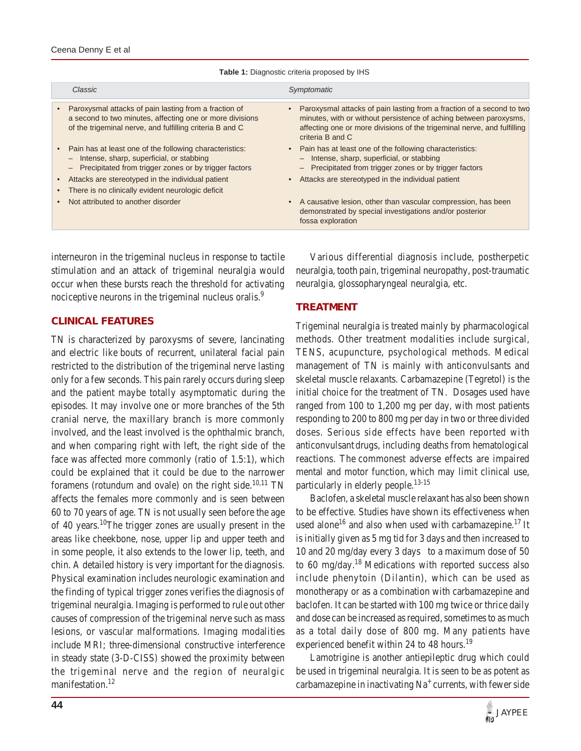**Table 1:** Diagnostic criteria proposed by IHS

| *Classic* | *Symptomatic* |
|---|---|
| • Paroxysmal attacks of pain lasting from a fraction of a second to two minutes, affecting one or more divisions of the trigeminal nerve, and fulfilling criteria B and C | • Paroxysmal attacks of pain lasting from a fraction of a second to two minutes, with or without persistence of aching between paroxysms, affecting one or more divisions of the trigeminal nerve, and fulfilling criteria B and C |
| • Pain has at least one of the following characteristics: – Intense, sharp, superficial, or stabbing – Precipitated from trigger zones or by trigger factors | • Pain has at least one of the following characteristics: – Intense, sharp, superficial, or stabbing – Precipitated from trigger zones or by trigger factors |
| • Attacks are stereotyped in the individual patient | • Attacks are stereotyped in the individual patient |
| • There is no clinically evident neurologic deficit | |
| • Not attributed to another disorder | • A causative lesion, other than vascular compression, has been demonstrated by special investigations and/or posterior fossa exploration |

interneuron in the trigeminal nucleus in response to tactile stimulation and an attack of trigeminal neuralgia would occur when these bursts reach the threshold for activating nociceptive neurons in the trigeminal nucleus oralis.[9]

## CLINICAL FEATURES

TN is characterized by paroxysms of severe, lancinating and electric like bouts of recurrent, unilateral facial pain restricted to the distribution of the trigeminal nerve lasting only for a few seconds. This pain rarely occurs during sleep and the patient maybe totally asymptomatic during the episodes. It may involve one or more branches of the 5th cranial nerve, the maxillary branch is more commonly involved, and the least involved is the ophthalmic branch, and when comparing right with left, the right side of the face was affected more commonly (ratio of 1.5:1), which could be explained that it could be due to the narrower foramens (rotundum and ovale) on the right side.[10,11] TN affects the females more commonly and is seen between 60 to 70 years of age. TN is not usually seen before the age of 40 years.[10]The trigger zones are usually present in the areas like cheekbone, nose, upper lip and upper teeth and in some people, it also extends to the lower lip, teeth, and chin. A detailed history is very important for the diagnosis. Physical examination includes neurologic examination and the finding of typical trigger zones verifies the diagnosis of trigeminal neuralgia. Imaging is performed to rule out other causes of compression of the trigeminal nerve such as mass lesions, or vascular malformations. Imaging modalities include MRI; three-dimensional constructive interference in steady state (3-D-CISS) showed the proximity between the trigeminal nerve and the region of neuralgic manifestation.[12]

Various differential diagnosis include, postherpetic neuralgia, tooth pain, trigeminal neuropathy, post-traumatic neuralgia, glossopharyngeal neuralgia, etc.

## TREATMENT

Trigeminal neuralgia is treated mainly by pharmacological methods. Other treatment modalities include surgical, TENS, acupuncture, psychological methods. Medical management of TN is mainly with anticonvulsants and skeletal muscle relaxants. Carbamazepine (Tegretol) is the initial choice for the treatment of TN. Dosages used have ranged from 100 to 1,200 mg per day, with most patients responding to 200 to 800 mg per day in two or three divided doses. Serious side effects have been reported with anticonvulsant drugs, including deaths from hematological reactions. The commonest adverse effects are impaired mental and motor function, which may limit clinical use, particularly in elderly people.[13-15]

Baclofen, a skeletal muscle relaxant has also been shown to be effective. Studies have shown its effectiveness when used alone[16] and also when used with carbamazepine.[17] It is initially given as 5 mg tid for 3 days and then increased to 10 and 20 mg/day every 3 days to a maximum dose of 50 to 60 mg/day.[18] Medications with reported success also include phenytoin (Dilantin), which can be used as monotherapy or as a combination with carbamazepine and baclofen. It can be started with 100 mg twice or thrice daily and dose can be increased as required, sometimes to as much as a total daily dose of 800 mg. Many patients have experienced benefit within 24 to 48 hours.[19]

Lamotrigine is another antiepileptic drug which could be used in trigeminal neuralgia. It is seen to be as potent as carbamazepine in inactivating $Na^+$ currents, with fewer side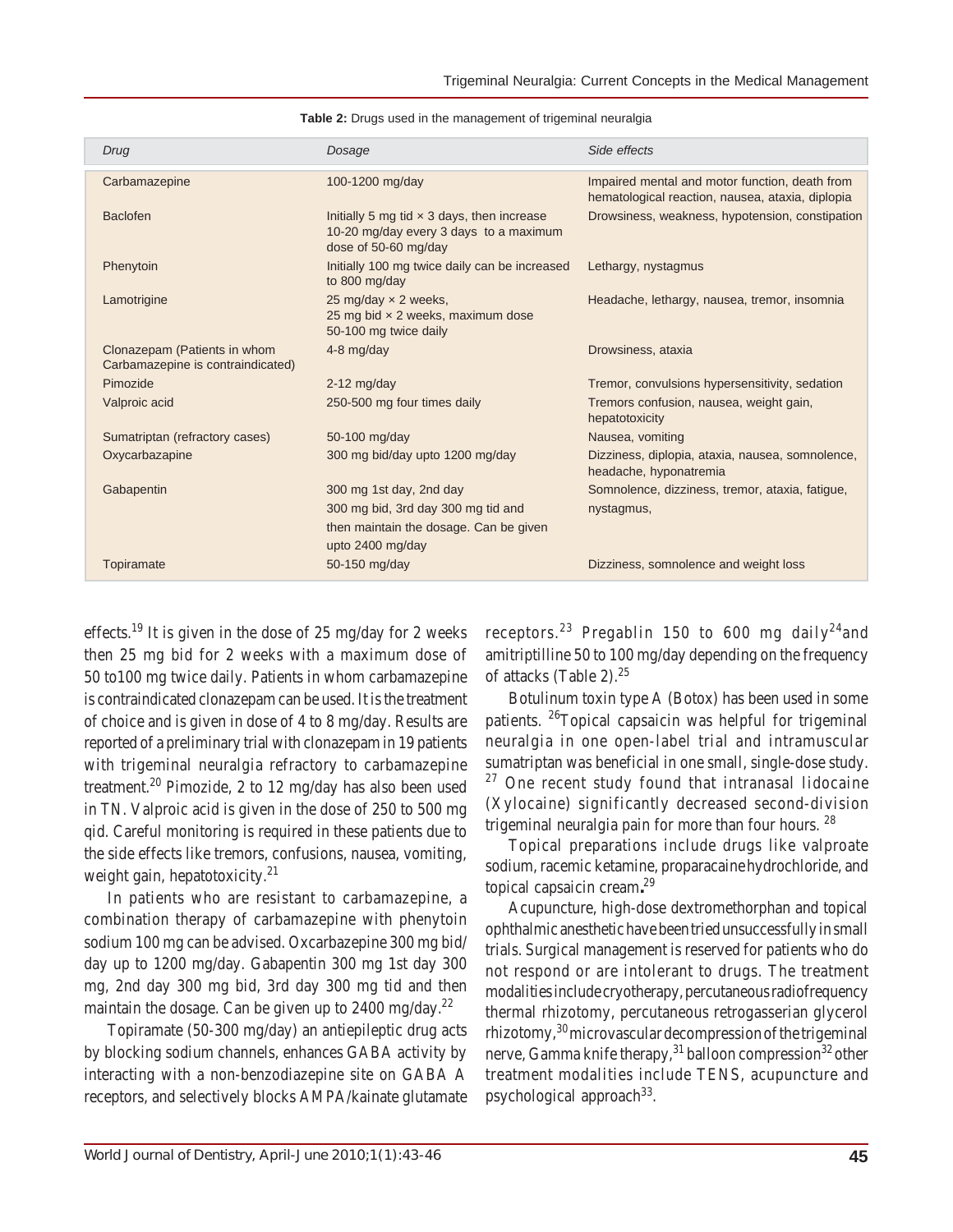**Table 2:** Drugs used in the management of trigeminal neuralgia

| Drug | Dosage | Side effects |
|---|---|---|
| Carbamazepine | 100-1200 mg/day | Impaired mental and motor function, death from hematological reaction, nausea, ataxia, diplopia |
| Baclofen | Initially 5 mg tid × 3 days, then increase 10-20 mg/day every 3 days to a maximum dose of 50-60 mg/day | Drowsiness, weakness, hypotension, constipation |
| Phenytoin | Initially 100 mg twice daily can be increased to 800 mg/day | Lethargy, nystagmus |
| Lamotrigine | 25 mg/day × 2 weeks, 25 mg bid × 2 weeks, maximum dose 50-100 mg twice daily | Headache, lethargy, nausea, tremor, insomnia |
| Clonazepam (Patients in whom Carbamazepine is contraindicated) | 4-8 mg/day | Drowsiness, ataxia |
| Pimozide | 2-12 mg/day | Tremor, convulsions hypersensitivity, sedation |
| Valproic acid | 250-500 mg four times daily | Tremors confusion, nausea, weight gain, hepatotoxicity |
| Sumatriptan (refractory cases) | 50-100 mg/day | Nausea, vomiting |
| Oxycarbazapine | 300 mg bid/day upto 1200 mg/day | Dizziness, diplopia, ataxia, nausea, somnolence, headache, hyponatremia |
| Gabapentin | 300 mg 1st day, 2nd day 300 mg bid, 3rd day 300 mg tid and then maintain the dosage. Can be given upto 2400 mg/day | Somnolence, dizziness, tremor, ataxia, fatigue, nystagmus, |
| Topiramate | 50-150 mg/day | Dizziness, somnolence and weight loss |

effects.[19] It is given in the dose of 25 mg/day for 2 weeks then 25 mg bid for 2 weeks with a maximum dose of 50 to100 mg twice daily. Patients in whom carbamazepine is contraindicated clonazepam can be used. It is the treatment of choice and is given in dose of 4 to 8 mg/day. Results are reported of a preliminary trial with clonazepam in 19 patients with trigeminal neuralgia refractory to carbamazepine treatment.[20] Pimozide, 2 to 12 mg/day has also been used in TN. Valproic acid is given in the dose of 250 to 500 mg qid. Careful monitoring is required in these patients due to the side effects like tremors, confusions, nausea, vomiting, weight gain, hepatotoxicity.[21]

In patients who are resistant to carbamazepine, a combination therapy of carbamazepine with phenytoin sodium 100 mg can be advised. Oxcarbazepine 300 mg bid/ day up to 1200 mg/day. Gabapentin 300 mg 1st day 300 mg, 2nd day 300 mg bid, 3rd day 300 mg tid and then maintain the dosage. Can be given up to 2400 mg/day.[22]

Topiramate (50-300 mg/day) an antiepileptic drug acts by blocking sodium channels, enhances GABA activity by interacting with a non-benzodiazepine site on GABA A receptors, and selectively blocks AMPA/kainate glutamate receptors.[23] Pregablin 150 to 600 mg daily[24]and amitriptilline 50 to 100 mg/day depending on the frequency of attacks (Table 2).[25]

Botulinum toxin type A (Botox) has been used in some patients. [26]Topical capsaicin was helpful for trigeminal neuralgia in one open-label trial and intramuscular sumatriptan was beneficial in one small, single-dose study. [27] One recent study found that intranasal lidocaine (Xylocaine) significantly decreased second-division trigeminal neuralgia pain for more than four hours. [28]

Topical preparations include drugs like valproate sodium, racemic ketamine, proparacaine hydrochloride, and topical capsaicin cream**.**[29]

Acupuncture, high-dose dextromethorphan and topical ophthalmic anesthetic have been tried unsuccessfully in small trials. Surgical management is reserved for patients who do not respond or are intolerant to drugs. The treatment modalities include cryotherapy, percutaneous radiofrequency thermal rhizotomy, percutaneous retrogasserian glycerol rhizotomy,[30] microvascular decompression of the trigeminal nerve, Gamma knife therapy,[31] balloon compression[32] other treatment modalities include TENS, acupuncture and psychological approach[33].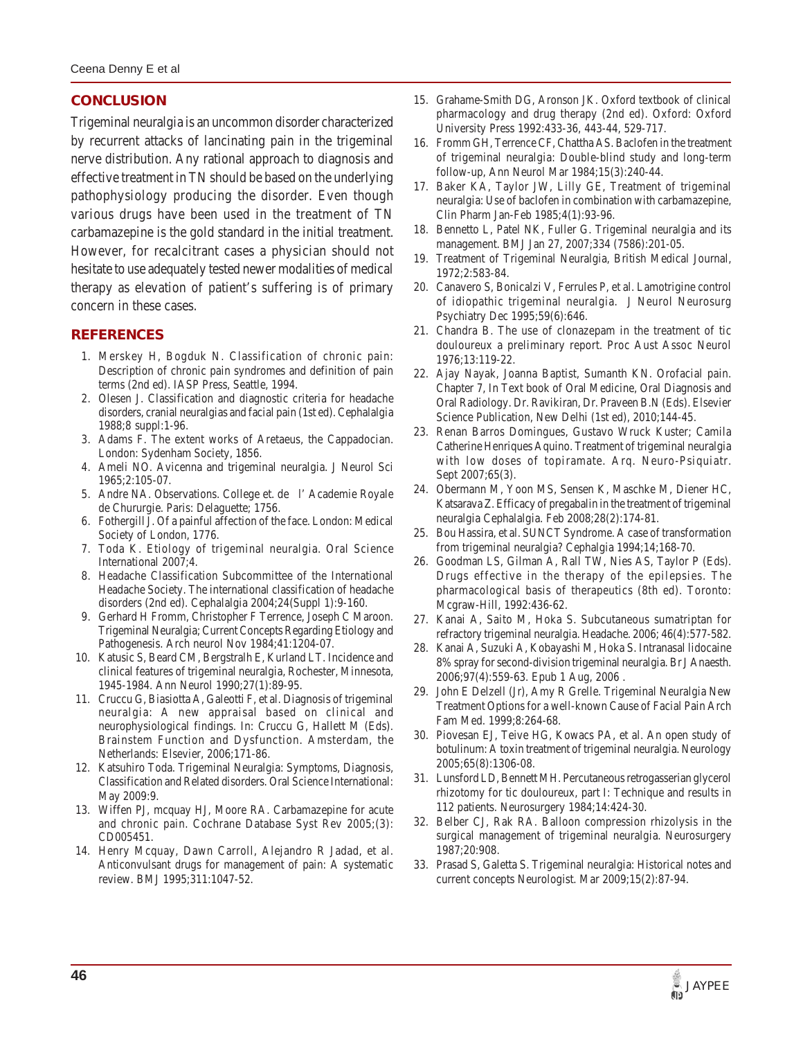## CONCLUSION

Trigeminal neuralgia is an uncommon disorder characterized by recurrent attacks of lancinating pain in the trigeminal nerve distribution. Any rational approach to diagnosis and effective treatment in TN should be based on the underlying pathophysiology producing the disorder. Even though various drugs have been used in the treatment of TN carbamazepine is the gold standard in the initial treatment. However, for recalcitrant cases a physician should not hesitate to use adequately tested newer modalities of medical therapy as elevation of patient's suffering is of primary concern in these cases.

## REFERENCES

1. Merskey H, Bogduk N. Classification of chronic pain: Description of chronic pain syndromes and definition of pain terms (2nd ed). IASP Press, Seattle, 1994.
2. Olesen J. Classification and diagnostic criteria for headache disorders, cranial neuralgias and facial pain (1st ed). Cephalalgia 1988;8 suppl:1-96.
3. Adams F. The extent works of Aretaeus, the Cappadocian. London: Sydenham Society, 1856.
4. Ameli NO. Avicenna and trigeminal neuralgia. J Neurol Sci 1965;2:105-07.
5. Andre NA. Observations. College et. de l' Academie Royale de Chururgie. Paris: Delaguette; 1756.
6. Fothergill J. Of a painful affection of the face. London: Medical Society of London, 1776.
7. Toda K. Etiology of trigeminal neuralgia. Oral Science International 2007;4.
8. Headache Classification Subcommittee of the International Headache Society. The international classification of headache disorders (2nd ed). Cephalalgia 2004;24(Suppl 1):9-160.
9. Gerhard H Fromm, Christopher F Terrence, Joseph C Maroon. Trigeminal Neuralgia; Current Concepts Regarding Etiology and Pathogenesis. Arch neurol Nov 1984;41:1204-07.
10. Katusic S, Beard CM, Bergstralh E, Kurland LT. Incidence and clinical features of trigeminal neuralgia, Rochester, Minnesota, 1945-1984. Ann Neurol 1990;27(1):89-95.
11. Cruccu G, Biasiotta A, Galeotti F, et al. Diagnosis of trigeminal neuralgia: A new appraisal based on clinical and neurophysiological findings. In: Cruccu G, Hallett M (Eds). Brainstem Function and Dysfunction. Amsterdam, the Netherlands: Elsevier, 2006;171-86.
12. Katsuhiro Toda. Trigeminal Neuralgia: Symptoms, Diagnosis, Classification and Related disorders. Oral Science International: May 2009:9.
13. Wiffen PJ, mcquay HJ, Moore RA. Carbamazepine for acute and chronic pain. Cochrane Database Syst Rev 2005;(3): CD005451.
14. Henry Mcquay, Dawn Carroll, Alejandro R Jadad, et al. Anticonvulsant drugs for management of pain: A systematic review. BMJ 1995;311:1047-52.
15. Grahame-Smith DG, Aronson JK. Oxford textbook of clinical pharmacology and drug therapy (2nd ed). Oxford: Oxford University Press 1992:433-36, 443-44, 529-717.
16. Fromm GH, Terrence CF, Chattha AS. Baclofen in the treatment of trigeminal neuralgia: Double-blind study and long-term follow-up, Ann Neurol Mar 1984;15(3):240-44.
17. Baker KA, Taylor JW, Lilly GE, Treatment of trigeminal neuralgia: Use of baclofen in combination with carbamazepine, Clin Pharm Jan-Feb 1985;4(1):93-96.
18. Bennetto L, Patel NK, Fuller G. Trigeminal neuralgia and its management. BMJ Jan 27, 2007;334 (7586):201-05.
19. Treatment of Trigeminal Neuralgia, British Medical Journal, 1972;2:583-84.
20. Canavero S, Bonicalzi V, Ferrules P, et al. Lamotrigine control of idiopathic trigeminal neuralgia. J Neurol Neurosurg Psychiatry Dec 1995;59(6):646.
21. Chandra B. The use of clonazepam in the treatment of tic douloureux a preliminary report. Proc Aust Assoc Neurol 1976;13:119-22.
22. Ajay Nayak, Joanna Baptist, Sumanth KN. Orofacial pain. Chapter 7, In Text book of Oral Medicine, Oral Diagnosis and Oral Radiology. Dr. Ravikiran, Dr. Praveen B.N (Eds). Elsevier Science Publication, New Delhi (1st ed), 2010;144-45.
23. Renan Barros Domingues, Gustavo Wruck Kuster; Camila Catherine Henriques Aquino. Treatment of trigeminal neuralgia with low doses of topiramate. Arq. Neuro-Psiquiatr. Sept 2007;65(3).
24. Obermann M, Yoon MS, Sensen K, Maschke M, Diener HC, Katsarava Z. Efficacy of pregabalin in the treatment of trigeminal neuralgia Cephalalgia. Feb 2008;28(2):174-81.
25. Bou Hassira, et al. SUNCT Syndrome. A case of transformation from trigeminal neuralgia? Cephalgia 1994;14;168-70.
26. Goodman LS, Gilman A, Rall TW, Nies AS, Taylor P (Eds). Drugs effective in the therapy of the epilepsies. The pharmacological basis of therapeutics (8th ed). Toronto: Mcgraw-Hill, 1992:436-62.
27. Kanai A, Saito M, Hoka S. Subcutaneous sumatriptan for refractory trigeminal neuralgia. Headache. 2006; 46(4):577-582.
28. Kanai A, Suzuki A, Kobayashi M, Hoka S. Intranasal lidocaine 8% spray for second-division trigeminal neuralgia. Br J Anaesth. 2006;97(4):559-63. Epub 1 Aug, 2006 .
29. John E Delzell (Jr), Amy R Grelle. Trigeminal Neuralgia New Treatment Options for a well-known Cause of Facial Pain Arch Fam Med. 1999;8:264-68.
30. Piovesan EJ, Teive HG, Kowacs PA, et al. An open study of botulinum: A toxin treatment of trigeminal neuralgia. Neurology 2005;65(8):1306-08.
31. Lunsford LD, Bennett MH. Percutaneous retrogasserian glycerol rhizotomy for tic douloureux, part I: Technique and results in 112 patients. Neurosurgery 1984;14:424-30.
32. Belber CJ, Rak RA. Balloon compression rhizolysis in the surgical management of trigeminal neuralgia. Neurosurgery 1987;20:908.
33. Prasad S, Galetta S. Trigeminal neuralgia: Historical notes and current concepts Neurologist. Mar 2009;15(2):87-94.